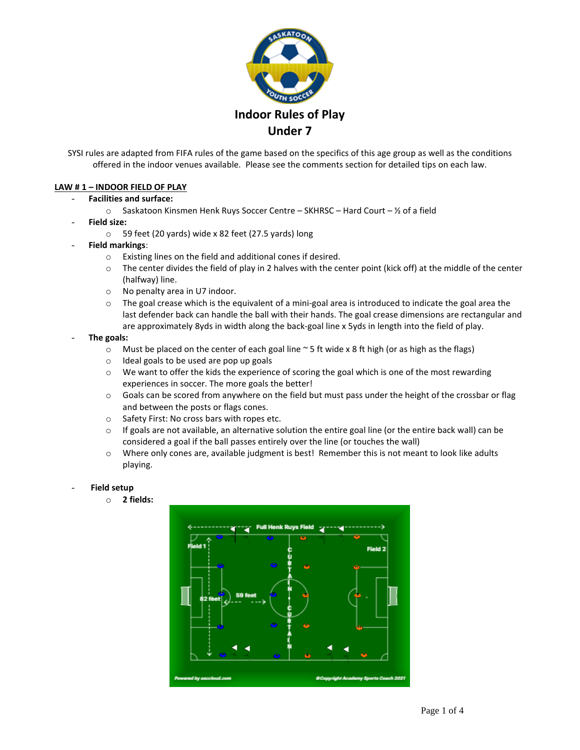# Indoor Rules of Play
## Under 7

SYSI rules are adapted from FIFA rules of the game based on the specifics of this age group as well as the conditions offered in the indoor venues available. Please see the comments section for detailed tips on each law.

### LAW # 1 – INDOOR FIELD OF PLAY

- **Facilities and surface:**
  - Saskatoon Kinsmen Henk Ruys Soccer Centre – SKHRSC – Hard Court – ½ of a field
- **Field size:**
  - 59 feet (20 yards) wide x 82 feet (27.5 yards) long
- **Field markings**:
  - Existing lines on the field and additional cones if desired.
  - The center divides the field of play in 2 halves with the center point (kick off) at the middle of the center (halfway) line.
  - No penalty area in U7 indoor.
  - The goal crease which is the equivalent of a mini-goal area is introduced to indicate the goal area the last defender back can handle the ball with their hands. The goal crease dimensions are rectangular and are approximately 8yds in width along the back-goal line x 5yds in length into the field of play.
- **The goals:**
  - Must be placed on the center of each goal line ~ 5 ft wide x 8 ft high (or as high as the flags)
  - Ideal goals to be used are pop up goals
  - We want to offer the kids the experience of scoring the goal which is one of the most rewarding experiences in soccer. The more goals the better!
  - Goals can be scored from anywhere on the field but must pass under the height of the crossbar or flag and between the posts or flags cones.
  - Safety First: No cross bars with ropes etc.
  - If goals are not available, an alternative solution the entire goal line (or the entire back wall) can be considered a goal if the ball passes entirely over the line (or touches the wall)
  - Where only cones are, available judgment is best! Remember this is not meant to look like adults playing.

- **Field setup**
  - **2 fields:**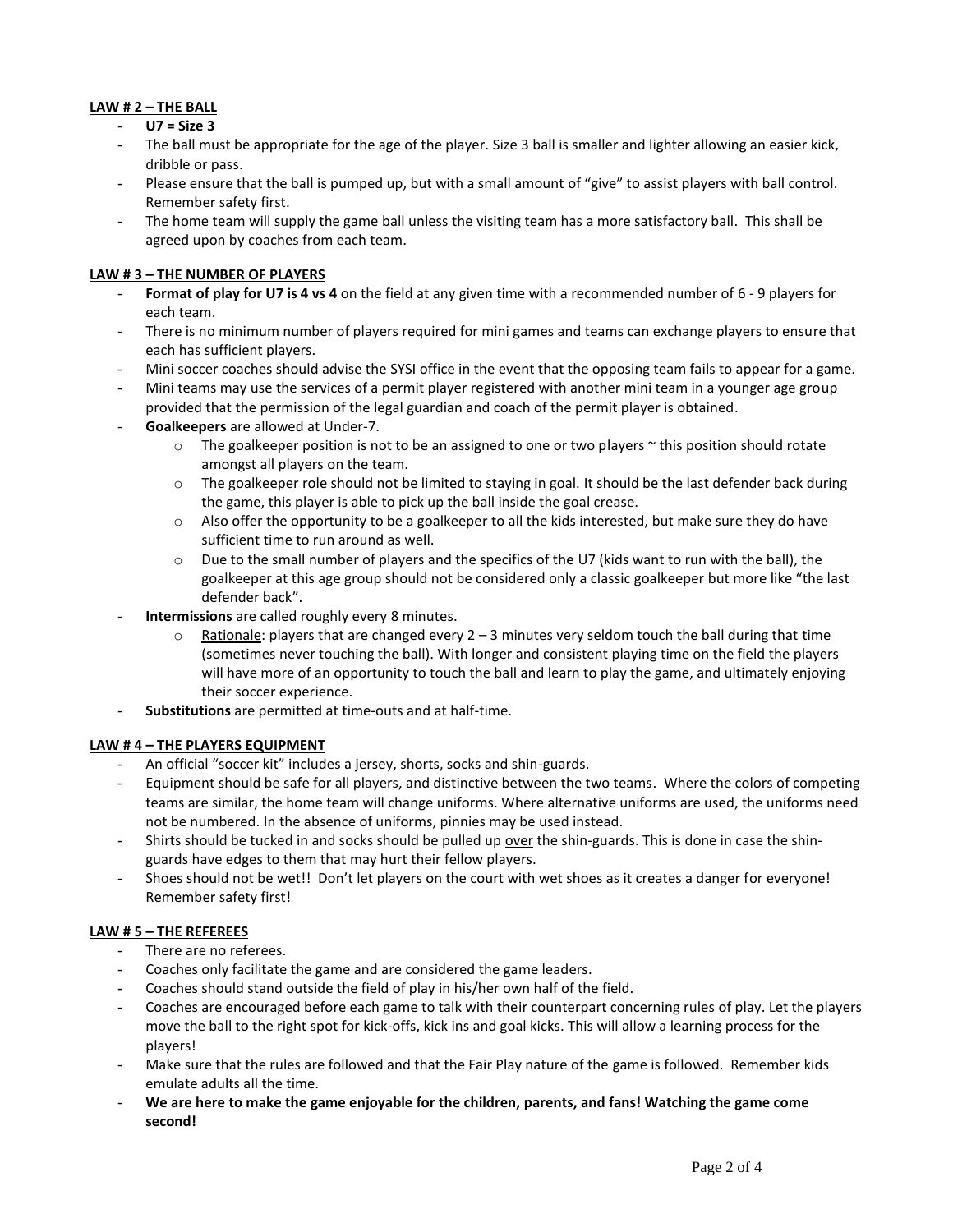## LAW # 2 – THE BALL

- **U7 = Size 3**
- The ball must be appropriate for the age of the player. Size 3 ball is smaller and lighter allowing an easier kick, dribble or pass.
- Please ensure that the ball is pumped up, but with a small amount of "give" to assist players with ball control. Remember safety first.
- The home team will supply the game ball unless the visiting team has a more satisfactory ball. This shall be agreed upon by coaches from each team.

## LAW # 3 – THE NUMBER OF PLAYERS

- **Format of play for U7 is 4 vs 4** on the field at any given time with a recommended number of 6 - 9 players for each team.
- There is no minimum number of players required for mini games and teams can exchange players to ensure that each has sufficient players.
- Mini soccer coaches should advise the SYSI office in the event that the opposing team fails to appear for a game.
- Mini teams may use the services of a permit player registered with another mini team in a younger age group provided that the permission of the legal guardian and coach of the permit player is obtained.
- **Goalkeepers** are allowed at Under-7.
  - The goalkeeper position is not to be an assigned to one or two players ~ this position should rotate amongst all players on the team.
  - The goalkeeper role should not be limited to staying in goal. It should be the last defender back during the game, this player is able to pick up the ball inside the goal crease.
  - Also offer the opportunity to be a goalkeeper to all the kids interested, but make sure they do have sufficient time to run around as well.
  - Due to the small number of players and the specifics of the U7 (kids want to run with the ball), the goalkeeper at this age group should not be considered only a classic goalkeeper but more like "the last defender back".
- **Intermissions** are called roughly every 8 minutes.
  - Rationale: players that are changed every 2 – 3 minutes very seldom touch the ball during that time (sometimes never touching the ball). With longer and consistent playing time on the field the players will have more of an opportunity to touch the ball and learn to play the game, and ultimately enjoying their soccer experience.
- **Substitutions** are permitted at time-outs and at half-time.

## LAW # 4 – THE PLAYERS EQUIPMENT

- An official "soccer kit" includes a jersey, shorts, socks and shin-guards.
- Equipment should be safe for all players, and distinctive between the two teams. Where the colors of competing teams are similar, the home team will change uniforms. Where alternative uniforms are used, the uniforms need not be numbered. In the absence of uniforms, pinnies may be used instead.
- Shirts should be tucked in and socks should be pulled up over the shin-guards. This is done in case the shin-guards have edges to them that may hurt their fellow players.
- Shoes should not be wet!! Don't let players on the court with wet shoes as it creates a danger for everyone! Remember safety first!

## LAW # 5 – THE REFEREES

- There are no referees.
- Coaches only facilitate the game and are considered the game leaders.
- Coaches should stand outside the field of play in his/her own half of the field.
- Coaches are encouraged before each game to talk with their counterpart concerning rules of play. Let the players move the ball to the right spot for kick-offs, kick ins and goal kicks. This will allow a learning process for the players!
- Make sure that the rules are followed and that the Fair Play nature of the game is followed. Remember kids emulate adults all the time.
- **We are here to make the game enjoyable for the children, parents, and fans! Watching the game come second!**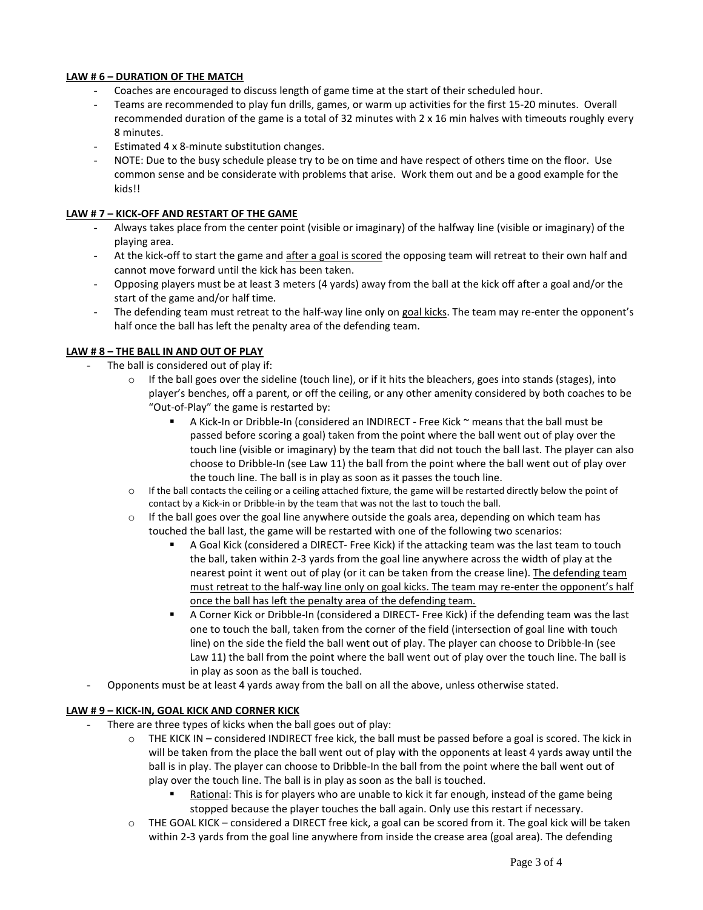**LAW # 6 – DURATION OF THE MATCH**

- Coaches are encouraged to discuss length of game time at the start of their scheduled hour.
- Teams are recommended to play fun drills, games, or warm up activities for the first 15-20 minutes. Overall recommended duration of the game is a total of 32 minutes with 2 x 16 min halves with timeouts roughly every 8 minutes.
- Estimated 4 x 8-minute substitution changes.
- NOTE: Due to the busy schedule please try to be on time and have respect of others time on the floor. Use common sense and be considerate with problems that arise. Work them out and be a good example for the kids!!

**LAW # 7 – KICK-OFF AND RESTART OF THE GAME**

- Always takes place from the center point (visible or imaginary) of the halfway line (visible or imaginary) of the playing area.
- At the kick-off to start the game and after a goal is scored the opposing team will retreat to their own half and cannot move forward until the kick has been taken.
- Opposing players must be at least 3 meters (4 yards) away from the ball at the kick off after a goal and/or the start of the game and/or half time.
- The defending team must retreat to the half-way line only on goal kicks. The team may re-enter the opponent's half once the ball has left the penalty area of the defending team.

**LAW # 8 – THE BALL IN AND OUT OF PLAY**

- The ball is considered out of play if:
  - If the ball goes over the sideline (touch line), or if it hits the bleachers, goes into stands (stages), into player's benches, off a parent, or off the ceiling, or any other amenity considered by both coaches to be "Out-of-Play" the game is restarted by:
    - A Kick-In or Dribble-In (considered an INDIRECT - Free Kick ~ means that the ball must be passed before scoring a goal) taken from the point where the ball went out of play over the touch line (visible or imaginary) by the team that did not touch the ball last. The player can also choose to Dribble-In (see Law 11) the ball from the point where the ball went out of play over the touch line. The ball is in play as soon as it passes the touch line.
  - If the ball contacts the ceiling or a ceiling attached fixture, the game will be restarted directly below the point of contact by a Kick-in or Dribble-in by the team that was not the last to touch the ball.
  - If the ball goes over the goal line anywhere outside the goals area, depending on which team has touched the ball last, the game will be restarted with one of the following two scenarios:
    - A Goal Kick (considered a DIRECT- Free Kick) if the attacking team was the last team to touch the ball, taken within 2-3 yards from the goal line anywhere across the width of play at the nearest point it went out of play (or it can be taken from the crease line). The defending team must retreat to the half-way line only on goal kicks. The team may re-enter the opponent's half once the ball has left the penalty area of the defending team.
    - A Corner Kick or Dribble-In (considered a DIRECT- Free Kick) if the defending team was the last one to touch the ball, taken from the corner of the field (intersection of goal line with touch line) on the side the field the ball went out of play. The player can choose to Dribble-In (see Law 11) the ball from the point where the ball went out of play over the touch line. The ball is in play as soon as the ball is touched.
- Opponents must be at least 4 yards away from the ball on all the above, unless otherwise stated.

**LAW # 9 – KICK-IN, GOAL KICK AND CORNER KICK**

- There are three types of kicks when the ball goes out of play:
  - THE KICK IN – considered INDIRECT free kick, the ball must be passed before a goal is scored. The kick in will be taken from the place the ball went out of play with the opponents at least 4 yards away until the ball is in play. The player can choose to Dribble-In the ball from the point where the ball went out of play over the touch line. The ball is in play as soon as the ball is touched.
    - Rational: This is for players who are unable to kick it far enough, instead of the game being stopped because the player touches the ball again. Only use this restart if necessary.
  - THE GOAL KICK – considered a DIRECT free kick, a goal can be scored from it. The goal kick will be taken within 2-3 yards from the goal line anywhere from inside the crease area (goal area). The defending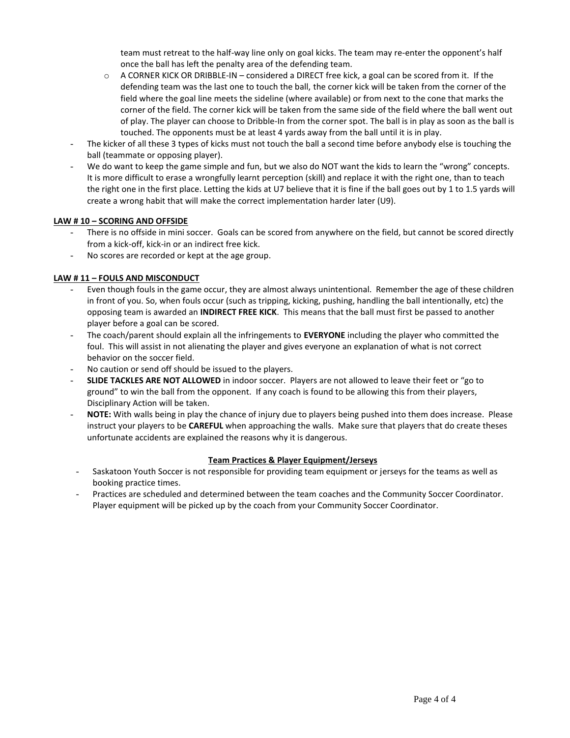team must retreat to the half-way line only on goal kicks. The team may re-enter the opponent's half once the ball has left the penalty area of the defending team.

    - A CORNER KICK OR DRIBBLE-IN – considered a DIRECT free kick, a goal can be scored from it. If the defending team was the last one to touch the ball, the corner kick will be taken from the corner of the field where the goal line meets the sideline (where available) or from next to the cone that marks the corner of the field. The corner kick will be taken from the same side of the field where the ball went out of play. The player can choose to Dribble-In from the corner spot. The ball is in play as soon as the ball is touched. The opponents must be at least 4 yards away from the ball until it is in play.
- The kicker of all these 3 types of kicks must not touch the ball a second time before anybody else is touching the ball (teammate or opposing player).
- We do want to keep the game simple and fun, but we also do NOT want the kids to learn the "wrong" concepts. It is more difficult to erase a wrongfully learnt perception (skill) and replace it with the right one, than to teach the right one in the first place. Letting the kids at U7 believe that it is fine if the ball goes out by 1 to 1.5 yards will create a wrong habit that will make the correct implementation harder later (U9).

**LAW # 10 – SCORING AND OFFSIDE**

- There is no offside in mini soccer. Goals can be scored from anywhere on the field, but cannot be scored directly from a kick-off, kick-in or an indirect free kick.
- No scores are recorded or kept at the age group.

**LAW # 11 – FOULS AND MISCONDUCT**

- Even though fouls in the game occur, they are almost always unintentional. Remember the age of these children in front of you. So, when fouls occur (such as tripping, kicking, pushing, handling the ball intentionally, etc) the opposing team is awarded an **INDIRECT FREE KICK**. This means that the ball must first be passed to another player before a goal can be scored.
- The coach/parent should explain all the infringements to **EVERYONE** including the player who committed the foul. This will assist in not alienating the player and gives everyone an explanation of what is not correct behavior on the soccer field.
- No caution or send off should be issued to the players.
- **SLIDE TACKLES ARE NOT ALLOWED** in indoor soccer. Players are not allowed to leave their feet or "go to ground" to win the ball from the opponent. If any coach is found to be allowing this from their players, Disciplinary Action will be taken.
- **NOTE:** With walls being in play the chance of injury due to players being pushed into them does increase. Please instruct your players to be **CAREFUL** when approaching the walls. Make sure that players that do create theses unfortunate accidents are explained the reasons why it is dangerous.

**Team Practices & Player Equipment/Jerseys**

- Saskatoon Youth Soccer is not responsible for providing team equipment or jerseys for the teams as well as booking practice times.
- Practices are scheduled and determined between the team coaches and the Community Soccer Coordinator. Player equipment will be picked up by the coach from your Community Soccer Coordinator.